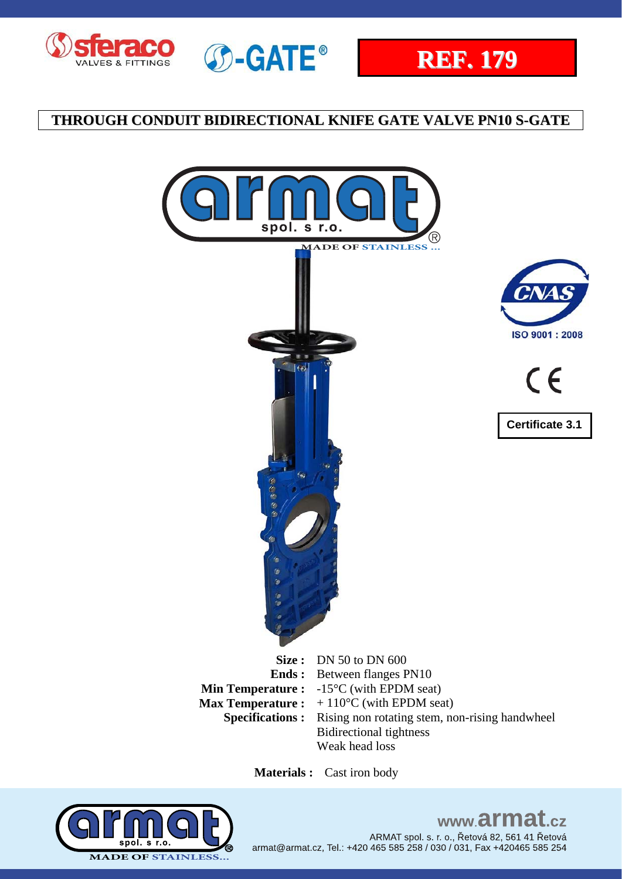# REF. 179

## THROUGH CONDUIT BIDIRECTIONAL KNIFE GATE VALVE PN10 S-GATE

ISO 9001 : 2008

Certificate 3.1

**Size :** DN 50 to DN 600

**Ends :** Between flanges PN10

**Min Temperature :** -15°C (with EPDM seat)

**Max Temperature :** + 110°C (with EPDM seat)

**Specifications :** Rising non rotating stem, non-rising handwheel
Bidirectional tightness
Weak head loss

**Materials :** Cast iron body

www.armat.cz

ARMAT spol. s. r. o., Řetová 82, 561 41 Řetová
armat@armat.cz, Tel.: +420 465 585 258 / 030 / 031, Fax +420465 585 254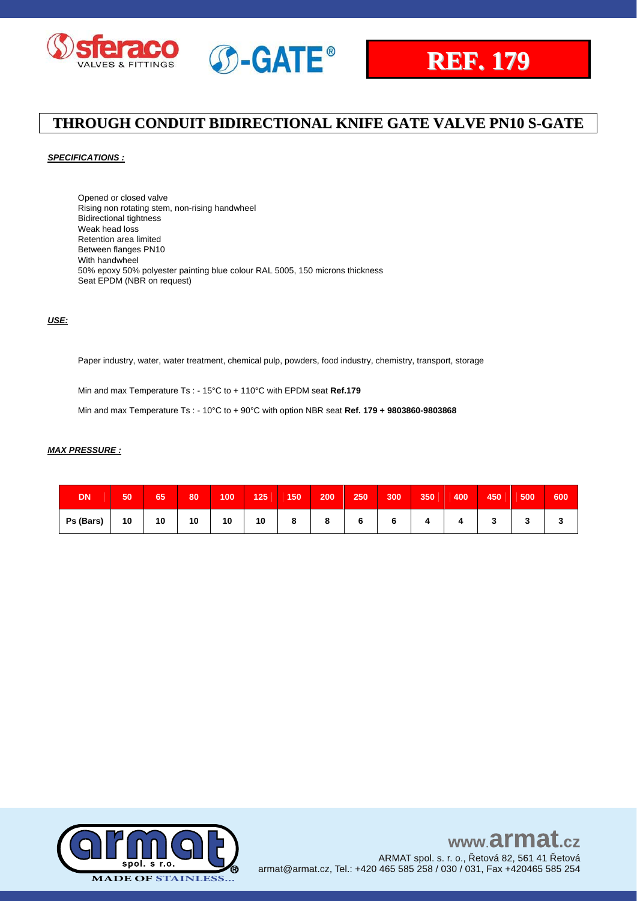**REF. 179**

# THROUGH CONDUIT BIDIRECTIONAL KNIFE GATE VALVE PN10 S-GATE

***SPECIFICATIONS :***

Opened or closed valve
Rising non rotating stem, non-rising handwheel
Bidirectional tightness
Weak head loss
Retention area limited
Between flanges PN10
With handwheel
50% epoxy 50% polyester painting blue colour RAL 5005, 150 microns thickness
Seat EPDM (NBR on request)

***USE:***

Paper industry, water, water treatment, chemical pulp, powders, food industry, chemistry, transport, storage

Min and max Temperature Ts : - 15°C to + 110°C with EPDM seat **Ref.179**

Min and max Temperature Ts : - 10°C to + 90°C with option NBR seat **Ref. 179 + 9803860-9803868**

***MAX PRESSURE :***

| DN | 50 | 65 | 80 | 100 | 125 | 150 | 200 | 250 | 300 | 350 | 400 | 450 | 500 | 600 |
|---|---|---|---|---|---|---|---|---|---|---|---|---|---|---|
| Ps (Bars) | 10 | 10 | 10 | 10 | 10 | 8 | 8 | 6 | 6 | 4 | 4 | 3 | 3 | 3 |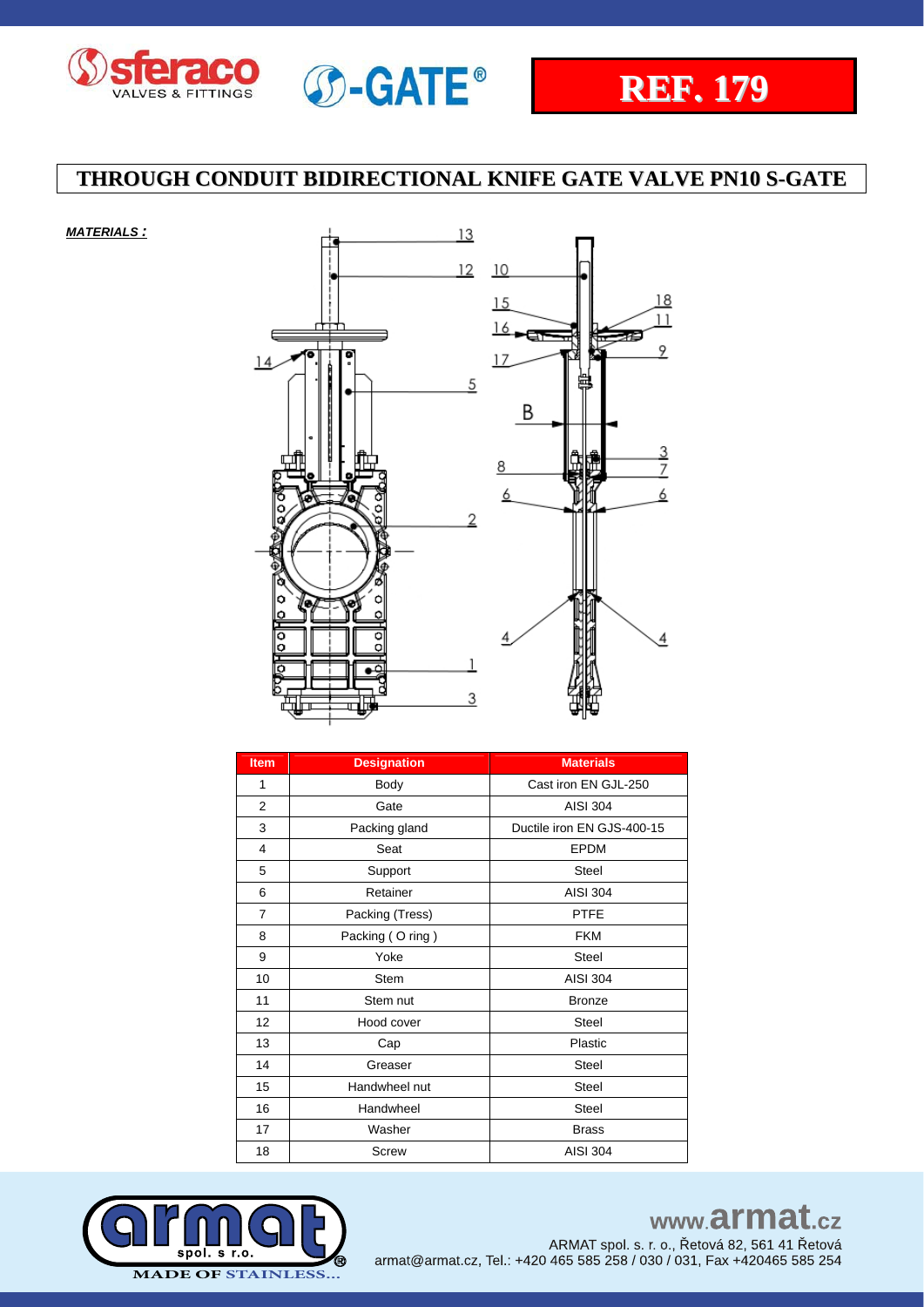**REF. 179**

# THROUGH CONDUIT BIDIRECTIONAL KNIFE GATE VALVE PN10 S-GATE

***MATERIALS :***

| Item | Designation | Materials |
|---|---|---|
| 1 | Body | Cast iron EN GJL-250 |
| 2 | Gate | AISI 304 |
| 3 | Packing gland | Ductile iron EN GJS-400-15 |
| 4 | Seat | EPDM |
| 5 | Support | Steel |
| 6 | Retainer | AISI 304 |
| 7 | Packing (Tress) | PTFE |
| 8 | Packing ( O ring ) | FKM |
| 9 | Yoke | Steel |
| 10 | Stem | AISI 304 |
| 11 | Stem nut | Bronze |
| 12 | Hood cover | Steel |
| 13 | Cap | Plastic |
| 14 | Greaser | Steel |
| 15 | Handwheel nut | Steel |
| 16 | Handwheel | Steel |
| 17 | Washer | Brass |
| 18 | Screw | AISI 304 |

www.armat.cz

ARMAT spol. s r. o., Řetová 82, 561 41 Řetová

armat@armat.cz, Tel.: +420 465 585 258 / 030 / 031, Fax +420465 585 254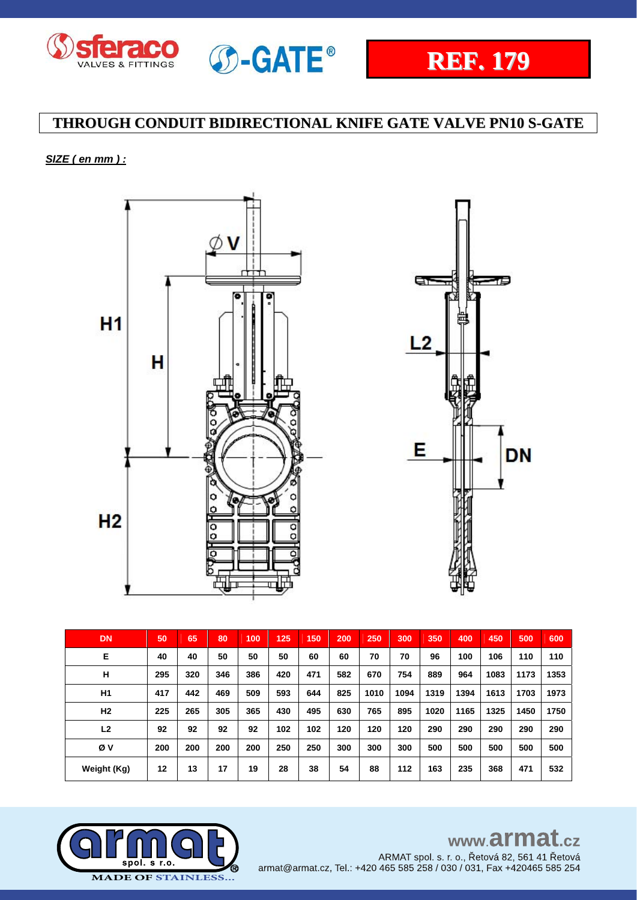REF. 179

# THROUGH CONDUIT BIDIRECTIONAL KNIFE GATE VALVE PN10 S-GATE

***SIZE ( en mm ) :***

| DN | 50 | 65 | 80 | 100 | 125 | 150 | 200 | 250 | 300 | 350 | 400 | 450 | 500 | 600 |
|---|---|---|---|---|---|---|---|---|---|---|---|---|---|---|
| E | 40 | 40 | 50 | 50 | 50 | 60 | 60 | 70 | 70 | 96 | 100 | 106 | 110 | 110 |
| H | 295 | 320 | 346 | 386 | 420 | 471 | 582 | 670 | 754 | 889 | 964 | 1083 | 1173 | 1353 |
| H1 | 417 | 442 | 469 | 509 | 593 | 644 | 825 | 1010 | 1094 | 1319 | 1394 | 1613 | 1703 | 1973 |
| H2 | 225 | 265 | 305 | 365 | 430 | 495 | 630 | 765 | 895 | 1020 | 1165 | 1325 | 1450 | 1750 |
| L2 | 92 | 92 | 92 | 92 | 102 | 102 | 120 | 120 | 120 | 290 | 290 | 290 | 290 | 290 |
| Ø V | 200 | 200 | 200 | 200 | 250 | 250 | 300 | 300 | 300 | 500 | 500 | 500 | 500 | 500 |
| Weight (Kg) | 12 | 13 | 17 | 19 | 28 | 38 | 54 | 88 | 112 | 163 | 235 | 368 | 471 | 532 |

www.armat.cz
ARMAT spol. s r. o., Řetová 82, 561 41 Řetová
armat@armat.cz, Tel.: +420 465 585 258 / 030 / 031, Fax +420465 585 254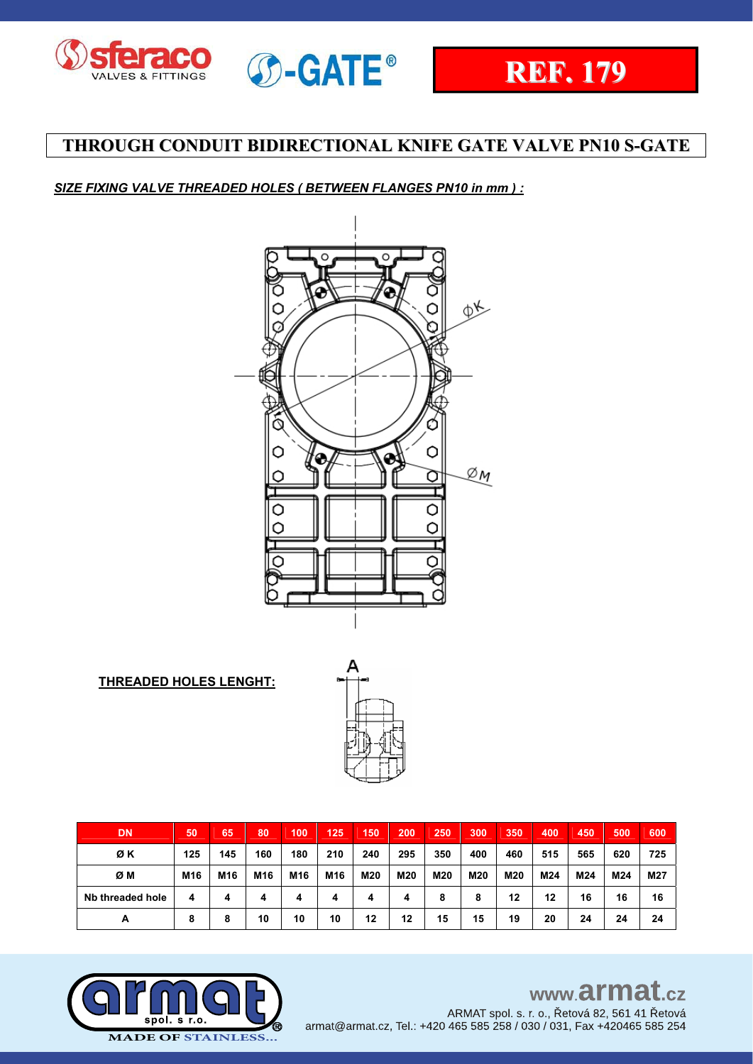**REF. 179**

# THROUGH CONDUIT BIDIRECTIONAL KNIFE GATE VALVE PN10 S-GATE

***SIZE FIXING VALVE THREADED HOLES ( BETWEEN FLANGES PN10 in mm ) :***

**THREADED HOLES LENGHT:**

| DN | 50 | 65 | 80 | 100 | 125 | 150 | 200 | 250 | 300 | 350 | 400 | 450 | 500 | 600 |
|---|---|---|---|---|---|---|---|---|---|---|---|---|---|---|
| Ø K | 125 | 145 | 160 | 180 | 210 | 240 | 295 | 350 | 400 | 460 | 515 | 565 | 620 | 725 |
| Ø M | M16 | M16 | M16 | M16 | M16 | M20 | M20 | M20 | M20 | M20 | M24 | M24 | M24 | M27 |
| Nb threaded hole | 4 | 4 | 4 | 4 | 4 | 4 | 4 | 8 | 8 | 12 | 12 | 16 | 16 | 16 |
| A | 8 | 8 | 10 | 10 | 10 | 12 | 12 | 15 | 15 | 19 | 20 | 24 | 24 | 24 |

www.armat.cz

ARMAT spol. s r. o., Řetová 82, 561 41 Řetová
armat@armat.cz, Tel.: +420 465 585 258 / 030 / 031, Fax +420465 585 254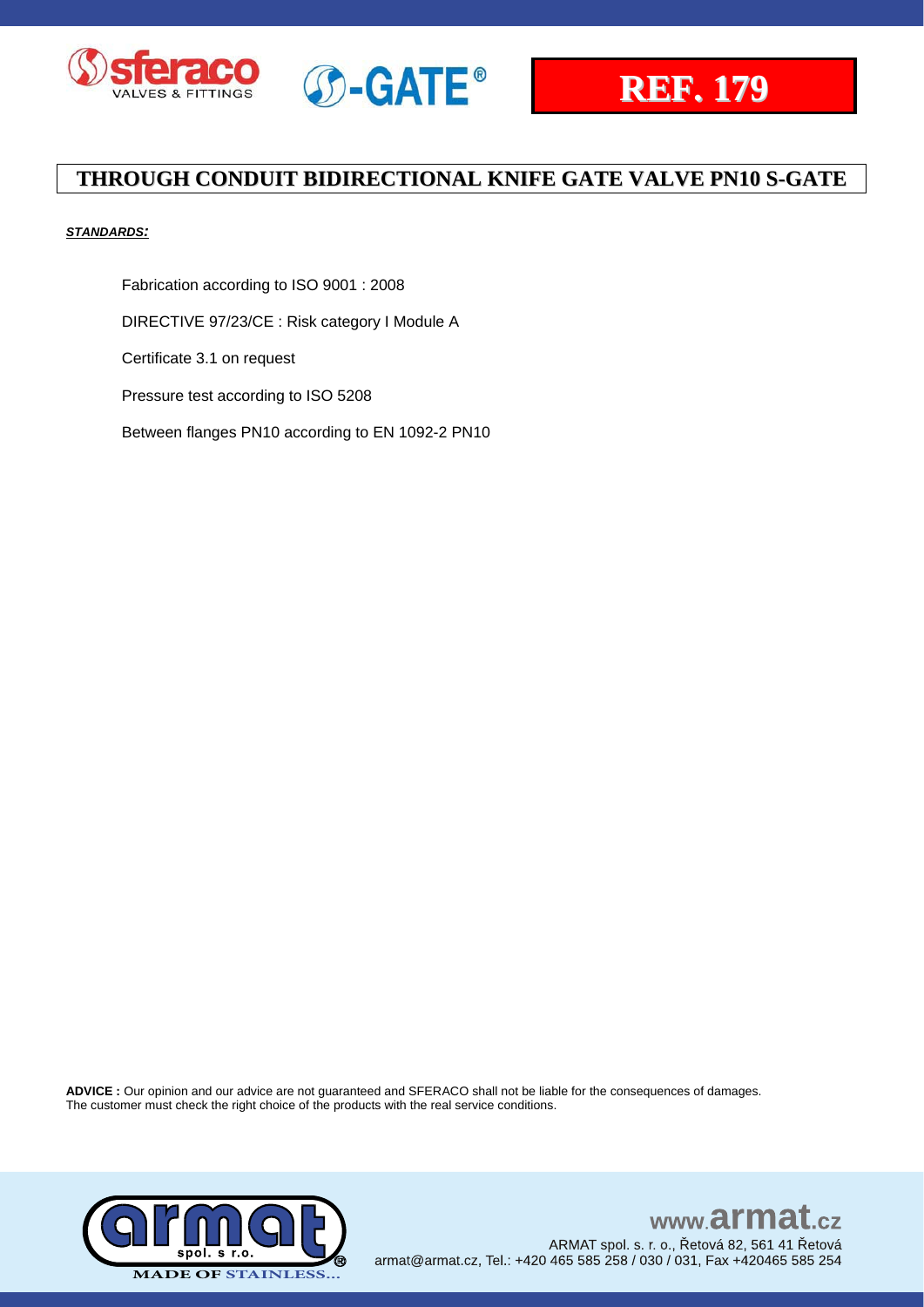**REF. 179**

## THROUGH CONDUIT BIDIRECTIONAL KNIFE GATE VALVE PN10 S-GATE

***STANDARDS:***

Fabrication according to ISO 9001 : 2008

DIRECTIVE 97/23/CE : Risk category I Module A

Certificate 3.1 on request

Pressure test according to ISO 5208

Between flanges PN10 according to EN 1092-2 PN10

**ADVICE :** Our opinion and our advice are not guaranteed and SFERACO shall not be liable for the consequences of damages. The customer must check the right choice of the products with the real service conditions.

www.armat.cz

ARMAT spol. s. r. o., Řetová 82, 561 41 Řetová
armat@armat.cz, Tel.: +420 465 585 258 / 030 / 031, Fax +420465 585 254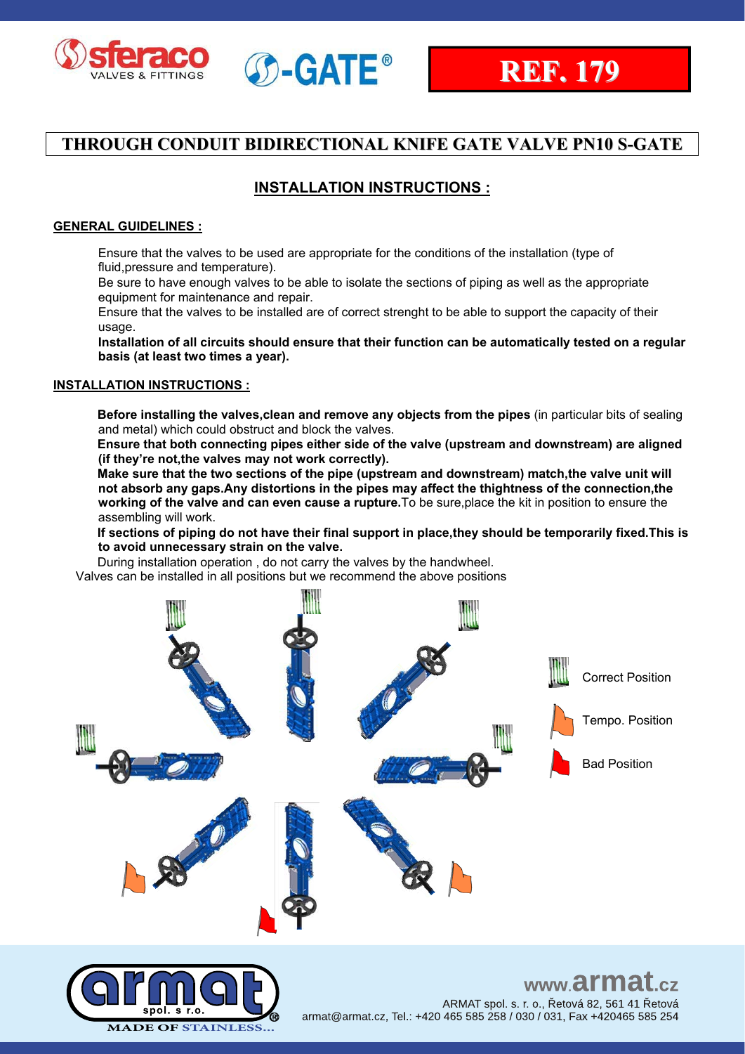REF. 179

# THROUGH CONDUIT BIDIRECTIONAL KNIFE GATE VALVE PN10 S-GATE

## INSTALLATION INSTRUCTIONS :

### GENERAL GUIDELINES :

Ensure that the valves to be used are appropriate for the conditions of the installation (type of fluid,pressure and temperature).

Be sure to have enough valves to be able to isolate the sections of piping as well as the appropriate equipment for maintenance and repair.

Ensure that the valves to be installed are of correct strenght to be able to support the capacity of their usage.

**Installation of all circuits should ensure that their function can be automatically tested on a regular basis (at least two times a year).**

### INSTALLATION INSTRUCTIONS :

**Before installing the valves,clean and remove any objects from the pipes** (in particular bits of sealing and metal) which could obstruct and block the valves.

**Ensure that both connecting pipes either side of the valve (upstream and downstream) are aligned (if they're not,the valves may not work correctly).**

**Make sure that the two sections of the pipe (upstream and downstream) match,the valve unit will not absorb any gaps.Any distortions in the pipes may affect the thightness of the connection,the working of the valve and can even cause a rupture.**To be sure,place the kit in position to ensure the assembling will work.

**If sections of piping do not have their final support in place,they should be temporarily fixed.This is to avoid unnecessary strain on the valve.**

During installation operation , do not carry the valves by the handwheel.

Valves can be installed in all positions but we recommend the above positions

Correct Position

Tempo. Position

Bad Position

www.armat.cz

ARMAT spol. s r. o., Řetová 82, 561 41 Řetová

armat@armat.cz, Tel.: +420 465 585 258 / 030 / 031, Fax +420465 585 254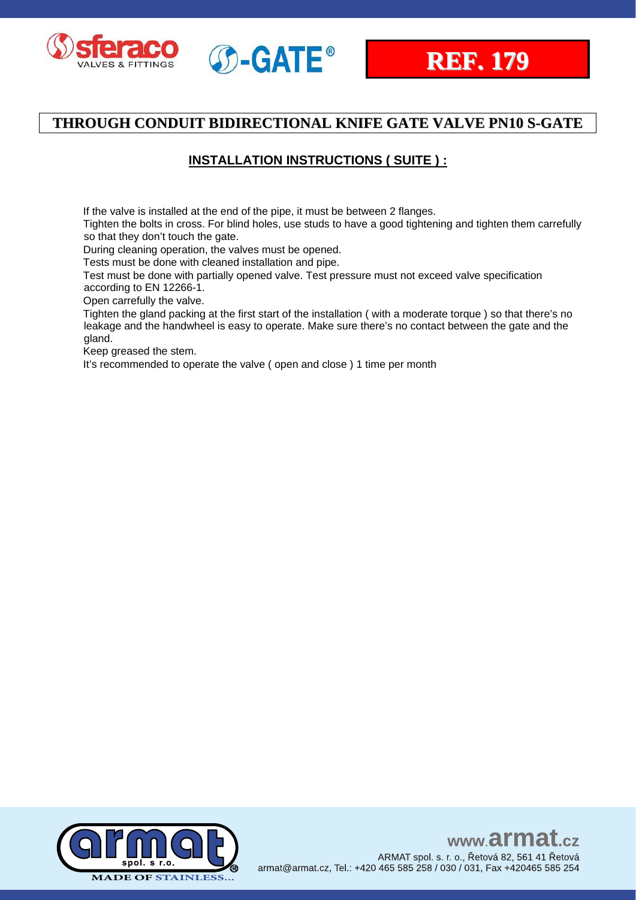# THROUGH CONDUIT BIDIRECTIONAL KNIFE GATE VALVE PN10 S-GATE

## INSTALLATION INSTRUCTIONS ( SUITE ) :

If the valve is installed at the end of the pipe, it must be between 2 flanges.

Tighten the bolts in cross. For blind holes, use studs to have a good tightening and tighten them carrefully so that they don't touch the gate.

During cleaning operation, the valves must be opened.

Tests must be done with cleaned installation and pipe.

Test must be done with partially opened valve. Test pressure must not exceed valve specification according to EN 12266-1.

Open carrefully the valve.

Tighten the gland packing at the first start of the installation ( with a moderate torque ) so that there's no leakage and the handwheel is easy to operate. Make sure there's no contact between the gate and the gland.

Keep greased the stem.

It's recommended to operate the valve ( open and close ) 1 time per month